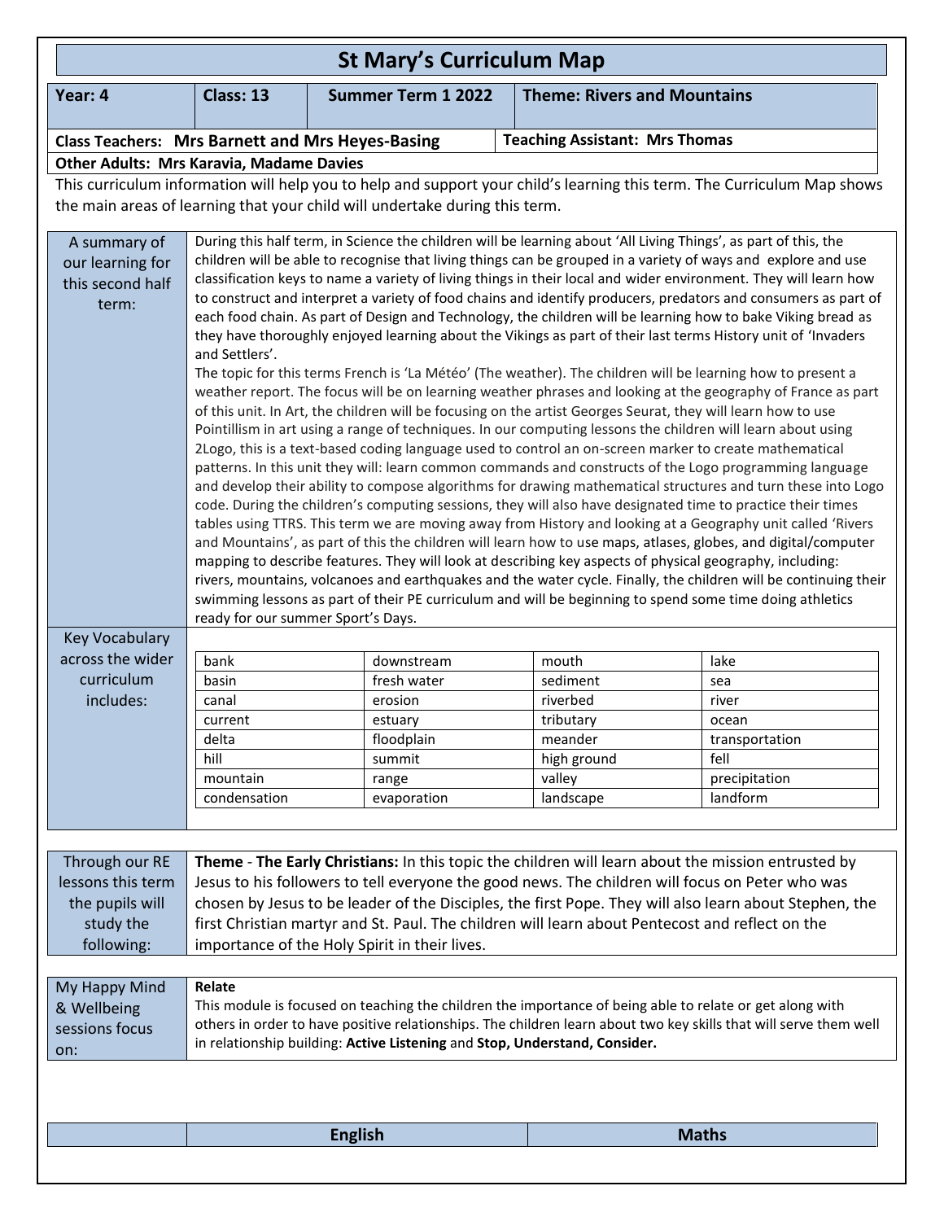# St Mary's Curriculum Map

| Year: 4 | Class: 13 | Summer Term 1 2022 | Theme: Rivers and Mountains |
|---|---|---|---|

| Class Teachers: Mrs Barnett and Mrs Heyes-Basing | Teaching Assistant: Mrs Thomas |
|---|---|
| Other Adults: Mrs Karavia, Madame Davies | |

This curriculum information will help you to help and support your child's learning this term. The Curriculum Map shows the main areas of learning that your child will undertake during this term.

## A summary of our learning for this second half term:

During this half term, in Science the children will be learning about 'All Living Things', as part of this, the children will be able to recognise that living things can be grouped in a variety of ways and explore and use classification keys to name a variety of living things in their local and wider environment. They will learn how to construct and interpret a variety of food chains and identify producers, predators and consumers as part of each food chain. As part of Design and Technology, the children will be learning how to bake Viking bread as they have thoroughly enjoyed learning about the Vikings as part of their last terms History unit of 'Invaders and Settlers'.

The topic for this terms French is 'La Météo' (The weather). The children will be learning how to present a weather report. The focus will be on learning weather phrases and looking at the geography of France as part of this unit. In Art, the children will be focusing on the artist Georges Seurat, they will learn how to use Pointillism in art using a range of techniques. In our computing lessons the children will learn about using 2Logo, this is a text-based coding language used to control an on-screen marker to create mathematical patterns. In this unit they will: learn common commands and constructs of the Logo programming language and develop their ability to compose algorithms for drawing mathematical structures and turn these into Logo code. During the children's computing sessions, they will also have designated time to practice their times tables using TTRS. This term we are moving away from History and looking at a Geography unit called 'Rivers and Mountains', as part of this the children will learn how to use maps, atlases, globes, and digital/computer mapping to describe features. They will look at describing key aspects of physical geography, including: rivers, mountains, volcanoes and earthquakes and the water cycle. Finally, the children will be continuing their swimming lessons as part of their PE curriculum and will be beginning to spend some time doing athletics ready for our summer Sport's Days.

## Key Vocabulary across the wider curriculum includes:

| | | | |
|---|---|---|---|
| bank | downstream | mouth | lake |
| basin | fresh water | sediment | sea |
| canal | erosion | riverbed | river |
| current | estuary | tributary | ocean |
| delta | floodplain | meander | transportation |
| hill | summit | high ground | fell |
| mountain | range | valley | precipitation |
| condensation | evaporation | landscape | landform |

## Through our RE lessons this term the pupils will study the following:

**Theme** - **The Early Christians:** In this topic the children will learn about the mission entrusted by Jesus to his followers to tell everyone the good news. The children will focus on Peter who was chosen by Jesus to be leader of the Disciples, the first Pope. They will also learn about Stephen, the first Christian martyr and St. Paul. The children will learn about Pentecost and reflect on the importance of the Holy Spirit in their lives.

## My Happy Mind & Wellbeing sessions focus on:

**Relate**

This module is focused on teaching the children the importance of being able to relate or get along with others in order to have positive relationships. The children learn about two key skills that will serve them well in relationship building: **Active Listening** and **Stop, Understand, Consider.**

| | English | Maths |
|---|---|---|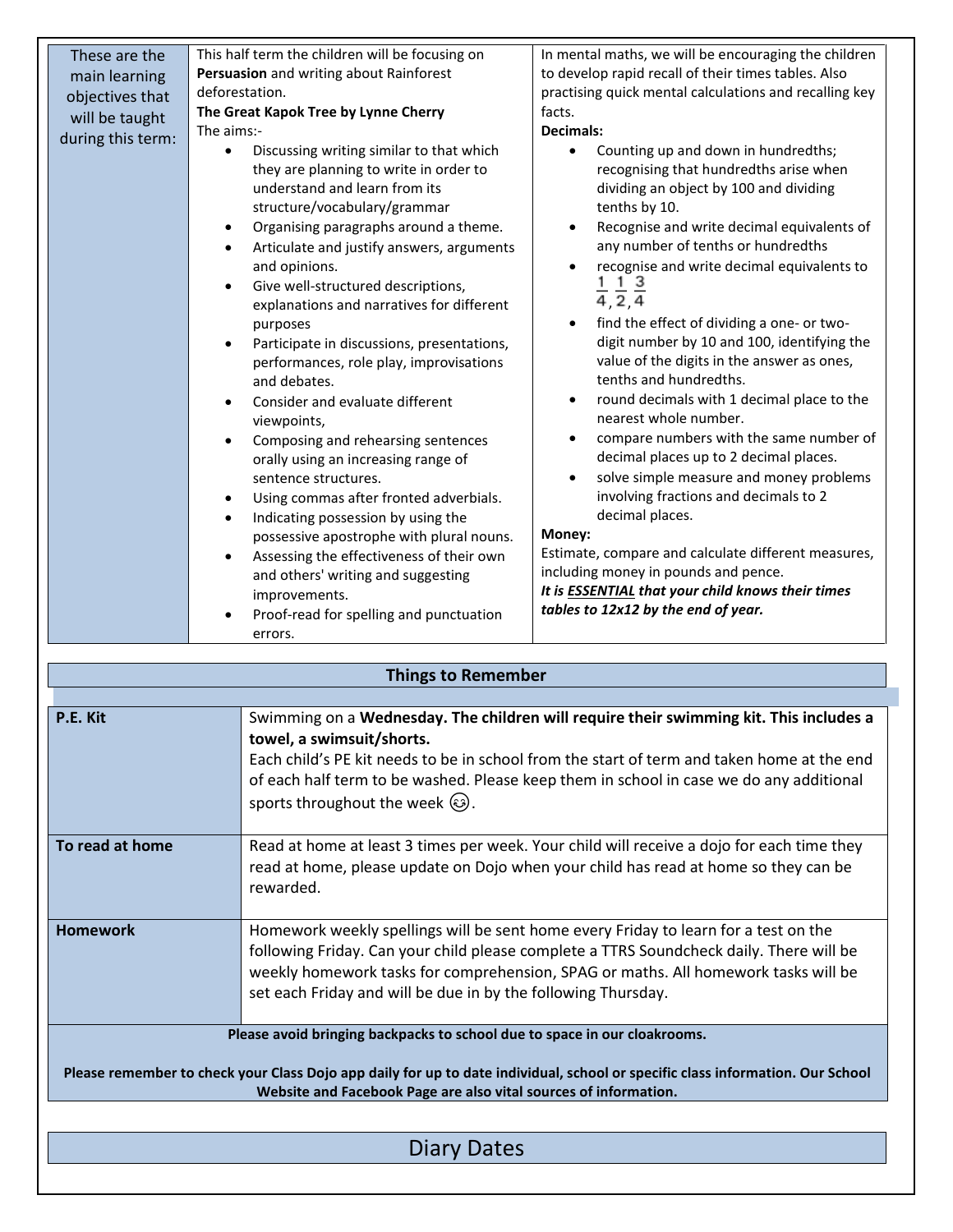| These are the main learning objectives that will be taught during this term: | This half term the children will be focusing on **Persuasion** and writing about Rainforest deforestation.<br>**The Great Kapok Tree by Lynne Cherry**<br>The aims:-<br>• Discussing writing similar to that which they are planning to write in order to understand and learn from its structure/vocabulary/grammar<br>• Organising paragraphs around a theme.<br>• Articulate and justify answers, arguments and opinions.<br>• Give well-structured descriptions, explanations and narratives for different purposes<br>• Participate in discussions, presentations, performances, role play, improvisations and debates.<br>• Consider and evaluate different viewpoints,<br>• Composing and rehearsing sentences orally using an increasing range of sentence structures.<br>• Using commas after fronted adverbials.<br>• Indicating possession by using the possessive apostrophe with plural nouns.<br>• Assessing the effectiveness of their own and others' writing and suggesting improvements.<br>• Proof-read for spelling and punctuation errors. | In mental maths, we will be encouraging the children to develop rapid recall of their times tables. Also practising quick mental calculations and recalling key facts.<br>**Decimals:**<br>• Counting up and down in hundredths; recognising that hundredths arise when dividing an object by 100 and dividing tenths by 10.<br>• Recognise and write decimal equivalents of any number of tenths or hundredths<br>• recognise and write decimal equivalents to $\frac{1}{4}, \frac{1}{2}, \frac{3}{4}$<br>• find the effect of dividing a one- or two-digit number by 10 and 100, identifying the value of the digits in the answer as ones, tenths and hundredths.<br>• round decimals with 1 decimal place to the nearest whole number.<br>• compare numbers with the same number of decimal places up to 2 decimal places.<br>• solve simple measure and money problems involving fractions and decimals to 2 decimal places.<br>**Money:**<br>Estimate, compare and calculate different measures, including money in pounds and pence.<br>***It is ESSENTIAL that your child knows their times tables to 12x12 by the end of year.*** |
|---|---|---|

## Things to Remember

| **P.E. Kit** | Swimming on a **Wednesday. The children will require their swimming kit. This includes a towel, a swimsuit/shorts.**<br>Each child's PE kit needs to be in school from the start of term and taken home at the end of each half term to be washed. Please keep them in school in case we do any additional sports throughout the week 😊. |
|---|---|
| **To read at home** | Read at home at least 3 times per week. Your child will receive a dojo for each time they read at home, please update on Dojo when your child has read at home so they can be rewarded. |
| **Homework** | Homework weekly spellings will be sent home every Friday to learn for a test on the following Friday. Can your child please complete a TTRS Soundcheck daily. There will be weekly homework tasks for comprehension, SPAG or maths. All homework tasks will be set each Friday and will be due in by the following Thursday. |

**Please avoid bringing backpacks to school due to space in our cloakrooms.**

**Please remember to check your Class Dojo app daily for up to date individual, school or specific class information. Our School Website and Facebook Page are also vital sources of information.**

## Diary Dates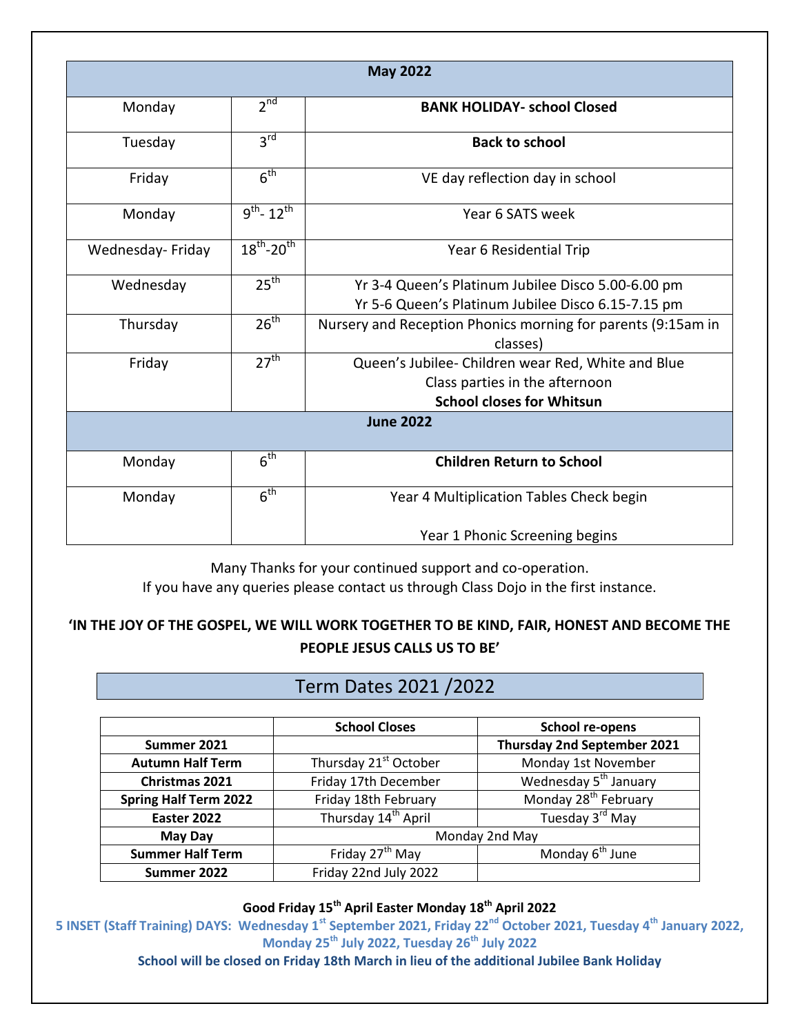| May 2022 | | |
| --- | --- | --- |
| Monday | 2nd | **BANK HOLIDAY- school Closed** |
| Tuesday | 3rd | **Back to school** |
| Friday | 6th | VE day reflection day in school |
| Monday | 9th- 12th | Year 6 SATS week |
| Wednesday- Friday | 18th-20th | Year 6 Residential Trip |
| Wednesday | 25th | Yr 3-4 Queen's Platinum Jubilee Disco 5.00-6.00 pm<br>Yr 5-6 Queen's Platinum Jubilee Disco 6.15-7.15 pm |
| Thursday | 26th | Nursery and Reception Phonics morning for parents (9:15am in classes) |
| Friday | 27th | Queen's Jubilee- Children wear Red, White and Blue<br>Class parties in the afternoon<br>**School closes for Whitsun** |
| **June 2022** | | |
| Monday | 6th | **Children Return to School** |
| Monday | 6th | Year 4 Multiplication Tables Check begin<br><br>Year 1 Phonic Screening begins |

Many Thanks for your continued support and co-operation.
If you have any queries please contact us through Class Dojo in the first instance.

**'IN THE JOY OF THE GOSPEL, WE WILL WORK TOGETHER TO BE KIND, FAIR, HONEST AND BECOME THE PEOPLE JESUS CALLS US TO BE'**

## Term Dates 2021 /2022

| | School Closes | School re-opens |
| --- | --- | --- |
| **Summer 2021** | | **Thursday 2nd September 2021** |
| **Autumn Half Term** | Thursday 21st October | Monday 1st November |
| **Christmas 2021** | Friday 17th December | Wednesday 5th January |
| **Spring Half Term 2022** | Friday 18th February | Monday 28th February |
| **Easter 2022** | Thursday 14th April | Tuesday 3rd May |
| **May Day** | Monday 2nd May | |
| **Summer Half Term** | Friday 27th May | Monday 6th June |
| **Summer 2022** | Friday 22nd July 2022 | |

**Good Friday 15th April Easter Monday 18th April 2022**

**5 INSET (Staff Training) DAYS: Wednesday 1st September 2021, Friday 22nd October 2021, Tuesday 4th January 2022, Monday 25th July 2022, Tuesday 26th July 2022**

**School will be closed on Friday 18th March in lieu of the additional Jubilee Bank Holiday**